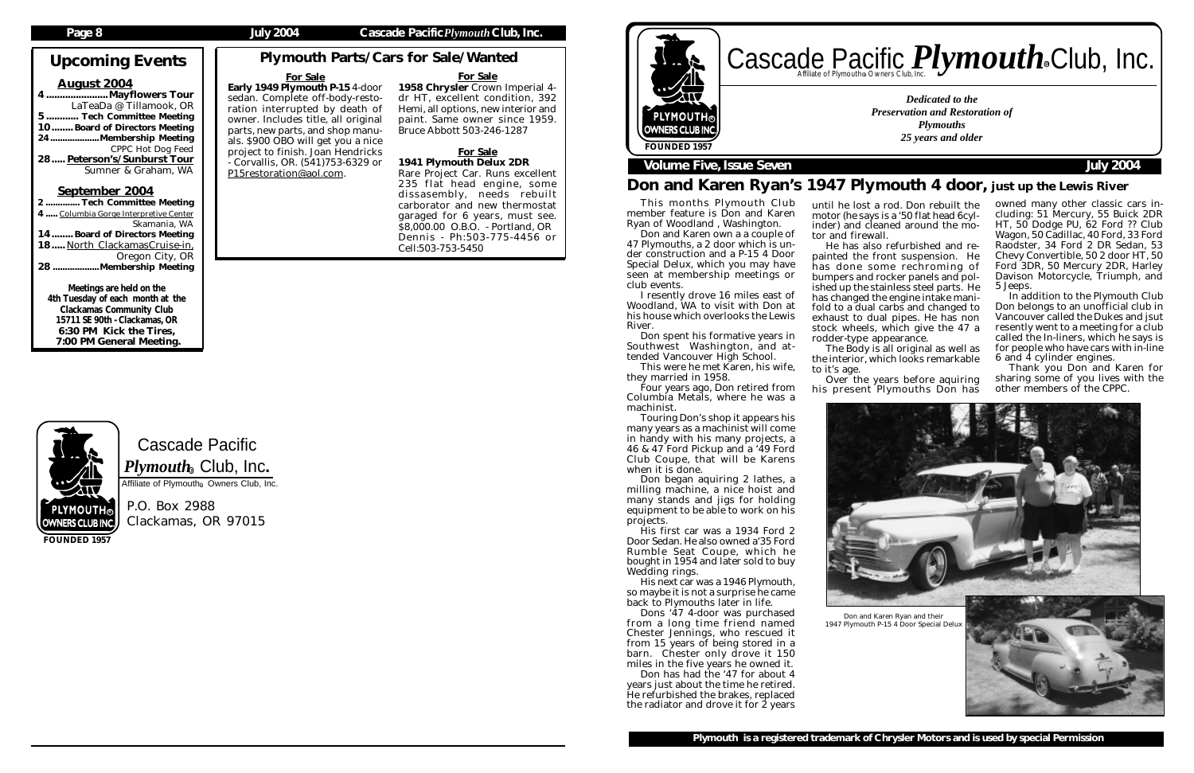## Upcoming Events

### August 2004

- **4 ....................... Mayflowers Tour** LaTeaDa @ Tillamook, OR
- **5 ............ Tech Committee Meeting**
- **10 ........ Board of Directors Meeting**
- **24 .................. Membership Meeting** CPPC Hot Dog Feed
- **28 ..... Peterson's/Sunburst Tour** Sumner & Graham, WA

### September 2004

- **2 ............. Tech Committee Meeting**
- **4 ..... Columbia Gorge Interpretive Center** Skamania, WA
- **14 ........ Board of Directors Meeting**
- **18 ..... North ClackamasCruise-in,** Oregon City, OR
- **28 .................. Membership Meeting**

**Meetings are held on the 4th Tuesday of each month at the Clackamas Community Club 15711 SE 90th - Clackamas, OR 6:30 PM Kick the Tires, 7:00 PM General Meeting.**

## Plymouth Parts/Cars for Sale/Wanted

**For Sale**

**Early 1949 Plymouth P-15** 4-door sedan. Complete off-body-restoration interrupted by death of owner. Includes title, all original parts, new parts, and shop manuals. $900 OBO will get you a nice project to finish. Joan Hendricks - Corvallis, OR. (541)753-6329 or P15restoration@aol.com.

**For Sale**

**1958 Chrysler** Crown Imperial 4-dr HT, excellent condition, 392 Hemi, all options, new interior and paint. Same owner since 1959. Bruce Abbott 503-246-1287

**For Sale**

**1941 Plymouth Delux 2DR**

Rare Project Car. Runs excellent 235 flat head engine, some dissasembly, needs rebuilt carborator and new thermostat garaged for 6 years, must see. $8,000.00 O.B.O. - Portland, OR Dennis - Ph:503-775-4456 or Cell:503-753-5450

Cascade Pacific *Plymouth*® Club, Inc.

Affiliate of Plymouth® Owners Club, Inc.

P.O. Box 2988
Clackamas, OR 97015

FOUNDED 1957

# Cascade Pacific *Plymouth*® Club, Inc.

Affiliate of Plymouth® Owners Club, Inc.

FOUNDED 1957

*Dedicated to the Preservation and Restoration of Plymouths 25 years and older*

**Volume Five, Issue Seven** **July 2004**

## Don and Karen Ryan's 1947 Plymouth 4 door, just up the Lewis River

This months Plymouth Club member feature is Don and Karen Ryan of Woodland , Washington.

Don and Karen own a a couple of 47 Plymouths, a 2 door which is under construction and a P-15 4 Door Special Delux, which you may have seen at membership meetings or club events.

I resently drove 16 miles east of Woodland, WA to visit with Don at his house which overlooks the Lewis River.

Don spent his formative years in Southwest Washington, and attended Vancouver High School.

This were he met Karen, his wife, they married in 1958.

Four years ago, Don retired from Columbia Metals, where he was a machinist.

Touring Don's shop it appears his many years as a machinist will come in handy with his many projects, a 46 & 47 Ford Pickup and a '49 Ford Club Coupe, that will be Karens when it is done.

Don began aquiring 2 lathes, a milling machine, a nice hoist and many stands and jigs for holding equipment to be able to work on his projects.

His first car was a 1934 Ford 2 Door Sedan. He also owned a'35 Ford Rumble Seat Coupe, which he bought in 1954 and later sold to buy Wedding rings.

His next car was a 1946 Plymouth, so maybe it is not a surprise he came back to Plymouths later in life.

Dons '47 4-door was purchased from a long time friend named Chester Jennings, who rescued it from 15 years of being stored in a barn. Chester only drove it 150 miles in the five years he owned it.

Don has had the '47 for about 4 years just about the time he retired. He refurbished the brakes, replaced the radiator and drove it for 2 years until he lost a rod. Don rebuilt the motor (he says is a '50 flat head 6cylinder) and cleaned around the motor and firewall.

He has also refurbished and repainted the front suspension. He has done some rechroming of bumpers and rocker panels and polished up the stainless steel parts. He has changed the engine intake manifold to a dual carbs and changed to exhaust to dual pipes. He has non stock wheels, which give the 47 a rodder-type appearance.

The Body is all original as well as the interior, which looks remarkable to it's age.

Over the years before aquiring his present Plymouths Don has owned many other classic cars including: 51 Mercury, 55 Buick 2DR HT, 50 Dodge PU, 62 Ford ?? Club Wagon, 50 Cadillac, 40 Ford, 33 Ford Raodster, 34 Ford 2 DR Sedan, 53 Chevy Convertible, 50 2 door HT, 50 Ford 3DR, 50 Mercury 2DR, Harley Davison Motorcycle, Triumph, and 5 Jeeps.

In addition to the Plymouth Club Don belongs to an unofficial club in Vancouver called the Dukes and jsut resently went to a meeting for a club called the In-liners, which he says is for people who have cars with in-line 6 and 4 cylinder engines.

Thank you Don and Karen for sharing some of you lives with the other members of the CPPC.

Don and Karen Ryan and their 1947 Plymouth P-15 4 Door Special Delux

**Plymouth is a registered trademark of Chrysler Motors and is used by special Permission**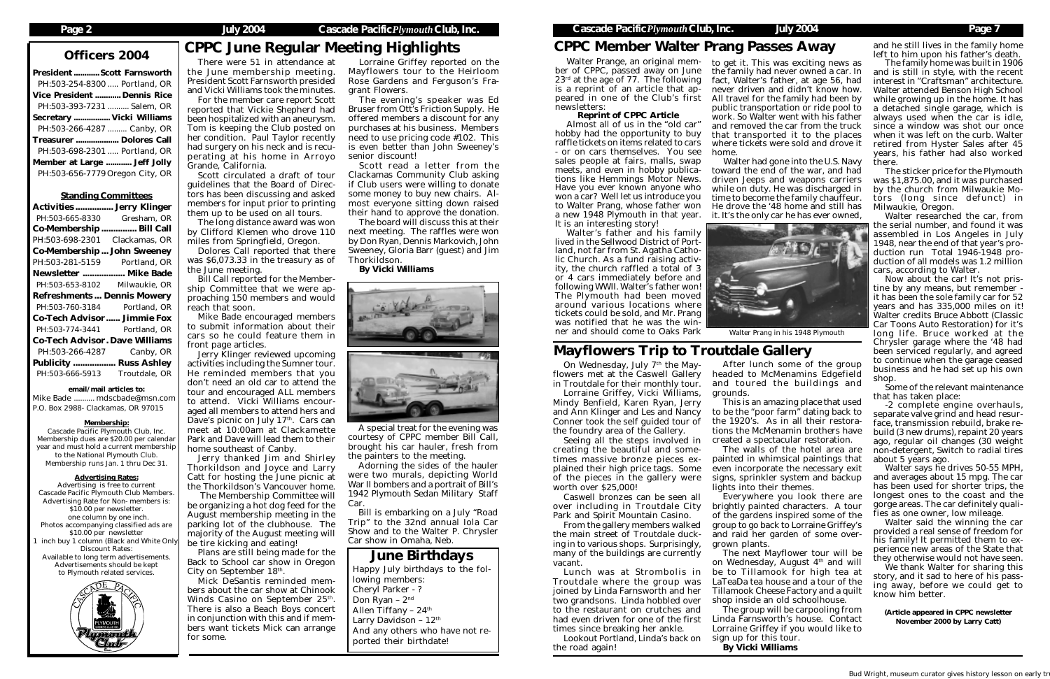## Officers 2004

**President ............ Scott Farnsworth**
PH:503-254-8300 ..... Portland, OR
**Vice President ............ Dennis Rice**
PH:503-393-7231 .......... Salem, OR
**Secretary ................ Vicki Williams**
PH:503-266-4287 ......... Canby, OR
**Treasurer .................... Dolores Call**
PH:503-698-2301 ..... Portland, OR
**Member at Large ........... Jeff Jolly**
PH:503-656-7779 Oregon City, OR

### Standing Committees

**Activities ................ Jerry Klinger**
PH:503-665-8330 Gresham, OR
**Co-Membership ............... Bill Call**
PH:503-698-2301 Clackamas, OR
**Co-Membership ... John Sweeney**
PH:503-281-5159 Portland, OR
**Newsletter .................. Mike Bade**
PH:503-653-8102 Milwaukie, OR
**Refreshments ... Dennis Mowery**
PH:503-760-3184 Portland, OR
**Co-Tech Advisor ...... Jimmie Fox**
PH:503-774-3441 Portland, OR
**Co-Tech Advisor . Dave Williams**
PH:503-266-4287 Canby, OR
**Publicity .................. Russ Ashley**
PH:503-666-5913 Troutdale, OR

**email/mail articles to:**
Mike Bade .......... mdscbade@msn.com
P.O. Box 2988- Clackamas, OR 97015

**Membership:**
Cascade Pacific Plymouth Club, Inc. Membership dues are $20.00 per calendar year and must hold a current membership to the National Plymouth Club. Membership runs Jan. 1 thru Dec 31.

**Advertising Rates:**
Advertising is free to current Cascade Pacific Plymouth Club Members. Advertising Rate for Non- members is: $10.00 per newsletter. one column by one inch. Photos accompanying classified ads are $10.00 per newsletter
1 inch buy 1 column (Black and White Only) Discount Rates:
Available to long term advertisements. Advertisements should be kept to Plymouth related services.

# CPPC June Regular Meeting Highlights

There were 51 in attendance at the June membership meeting. President Scott Farnsworth presided and Vicki Williams took the minutes.

For the member care report Scott reported that Vickie Shepherd had been hospitalized with an aneurysm. Tom is keeping the Club posted on her condition. Paul Taylor recently had surgery on his neck and is recuperating at his home in Arroyo Grande, California.

Scott circulated a draft of tour guidelines that the Board of Directors has been discussing and asked members for input prior to printing them up to be used on all tours.

The long distance award was won by Clifford Klemen who drove 110 miles from Springfield, Oregon.

Dolores Call reported that there was $6,073.33 in the treasury as of the June meeting.

Bill Call reported for the Membership Committee that we were approaching 150 members and would reach that soon.

Mike Bade encouraged members to submit information about their cars so he could feature them in front page articles.

Jerry Klinger reviewed upcoming activities including the Sumner tour. He reminded members that you don't need an old car to attend the tour and encouraged ALL members to attend. Vicki Williams encouraged all members to attend hers and Dave's picnic on July 17[th]. Cars can meet at 10:00am at Clackamette Park and Dave will lead them to their home southeast of Canby.

Jerry thanked Jim and Shirley Thorkildson and Joyce and Larry Catt for hosting the June picnic at the Thorkildson's Vancouver home.

The Membership Committee will be organizing a hot dog feed for the August membership meeting in the parking lot of the clubhouse. The majority of the August meeting will be tire kicking and eating!

Plans are still being made for the Back to School car show in Oregon City on September 18[th].

Mick DeSantis reminded members about the car show at Chinook Winds Casino on September 25[th]. There is also a Beach Boys concert in conjunction with this and if members want tickets Mick can arrange for some.

Lorraine Griffey reported on the Mayflowers tour to the Heirloom Rose Gardens and Ferguson's Fragrant Flowers.

The evening's speaker was Ed Bruser from Ott's Friction Supply. He offered members a discount for any purchases at his business. Members need to use pricing code #102. This is even better than John Sweeney's senior discount!

Scott read a letter from the Clackamas Community Club asking if Club users were willing to donate some money to buy new chairs. Almost everyone sitting down raised their hand to approve the donation.

The board will discuss this at their next meeting. The raffles were won by Don Ryan, Dennis Markovich, John Sweeney, Gloria Barr (guest) and Jim Thorkildson.

**By Vicki Williams**

A special treat for the evening was courtesy of CPPC member Bill Call, brought his car hauler, fresh from the painters to the meeting.

Adorning the sides of the hauler were two murals, depicting World War II bombers and a portrait of Bill's 1942 Plymouth Sedan Military Staff Car.

Bill is embarking on a July "Road Trip" to the 32nd annual Iola Car Show and to the Walter P. Chrysler Car show in Omaha, Neb.

## June Birthdays

Happy July birthdays to the following members:
Cheryl Parker - ?
Don Ryan – 2[nd]
Allen Tiffany – 24[th]
Larry Davidson – 12[th]
And any others who have not reported their birthdate!

# CPPC Member Walter Prang Passes Away

Walter Prange, an original member of CPPC, passed away on June 23[rd] at the age of 77. The following is a reprint of an article that appeared in one of the Club's first newsletters:

**Reprint of CPPC Article**

Almost all of us in the "old car" hobby had the opportunity to buy raffle tickets on items related to cars - or on cars themselves. You see sales people at fairs, malls, swap meets, and even in hobby publications like Hemmings Motor News. Have you ever known anyone who won a car? Well let us introduce you to Walter Prang, whose father won a new 1948 Plymouth in that year. It is an interesting story!

Walter's father and his family lived in the Sellwood District of Portland, not far from St. Agatha Catholic Church. As a fund raising activity, the church raffled a total of 3 or 4 cars immediately before and following WWII. Walter's father won! The Plymouth had been moved around various locations where tickets could be sold, and Mr. Prang was notified that he was the winner and should come to Oaks Park to get it. This was exciting news as the family had never owned a car. In fact, Walter's father, at age 56, had never driven and didn't know how. All travel for the family had been by public transportation or ride pool to work. So Walter went with his father and removed the car from the truck that transported it to the places where tickets were sold and drove it home.

Walter had gone into the U.S. Navy toward the end of the war, and had driven Jeeps and weapons carriers while on duty. He was discharged in time to become the family chauffeur. He drove the '48 home and still has it. It's the only car he has ever owned, and he still lives in the family home left to him upon his father's death.

Walter Prang in his 1948 Plymouth

The family home was built in 1906 and is still in style, with the recent interest in "Craftsman" architecture. Walter attended Benson High School while growing up in the home. It has a detached single garage, which is always used when the car is idle, since a window was shot our once when it was left on the curb. Walter retired from Hyster Sales after 45 years, his father had also worked there.

The sticker price for the Plymouth was $1,875.00, and it was purchased by the church from Milwaukie Motors (long since defunct) in Milwaukie, Oregon.

Walter researched the car, from the serial number, and found it was assembled in Los Angeles in July 1948, near the end of that year's production run Total 1946-1948 production of all models was 1.2 million cars, according to Walter.

Now about the car! It's not pristine by any means, but remember - it has been the sole family car for 52 years and has 335,000 miles on it! Walter credits Bruce Abbott (Classic Car Toons Auto Restoration) for it's long life. Bruce worked at the Chrysler garage where the '48 had been serviced regularly, and agreed to continue when the garage ceased business and he had set up his own shop.

Some of the relevant maintenance that has taken place:

-2 complete engine overhauls, separate valve grind and head resurface, transmission rebuild, brake rebuild (3 new drums), repaint 20 years ago, regular oil changes (30 weight non-detergent, Switch to radial tires about 5 years ago.

Walter says he drives 50-55 MPH, and averages about 15 mpg. The car has been used for shorter trips, the longest ones to the coast and the gorge areas. The car definitely qualifies as one owner, low mileage.

Walter said the winning the car provided a real sense of freedom for his family! It permitted them to experience new areas of the State that they otherwise would not have seen.

We thank Walter for sharing this story, and it sad to here of his passing away, before we could get to know him better.

**(Article appeared in CPPC newsletter November 2000 by Larry Catt)**

# Mayflowers Trip to Troutdale Gallery

On Wednesday, July 7[th] the Mayflowers met at the Caswell Gallery in Troutdale for their monthly tour. Lorraine Griffey, Vicki Williams, Mindy Benfield, Karen Ryan, Jerry and Ann Klinger and Les and Nancy Conner took the self guided tour of the foundry area of the Gallery.

Seeing all the steps involved in creating the beautiful and sometimes massive bronze pieces explained their high price tags. Some of the pieces in the gallery were worth over $25,000!

Caswell bronzes can be seen all over including in Troutdale City Park and Spirit Mountain Casino.

From the gallery members walked the main street of Troutdale ducking in to various shops. Surprisingly, many of the buildings are currently vacant.

Lunch was at Strombolis in Troutdale where the group was joined by Linda Farnsworth and her two grandsons. Linda hobbled over to the restaurant on crutches and had even driven for one of the first times since breaking her ankle.

Lookout Portland, Linda's back on the road again!

After lunch some of the group headed to McMenamins Edgefield and toured the buildings and grounds.

This is an amazing place that used to be the "poor farm" dating back to the 1920's. As in all their restorations the McMenamin brothers have created a spectacular restoration.

The walls of the hotel area are painted in whimsical paintings that even incorporate the necessary exit signs, sprinkler system and backup lights into their themes.

Everywhere you look there are brightly painted characters. A tour of the gardens inspired some of the group to go back to Lorraine Griffey's and raid her garden of some overgrown plants.

The next Mayflower tour will be on Wednesday, August 4[th] and will be to Tillamook for high tea at LaTeaDa tea house and a tour of the Tillamook Cheese Factory and a quilt shop inside an old schoolhouse.

The group will be carpooling from Linda Farnsworth's house. Contact Lorraine Griffey if you would like to sign up for this tour.

**By Vicki Williams**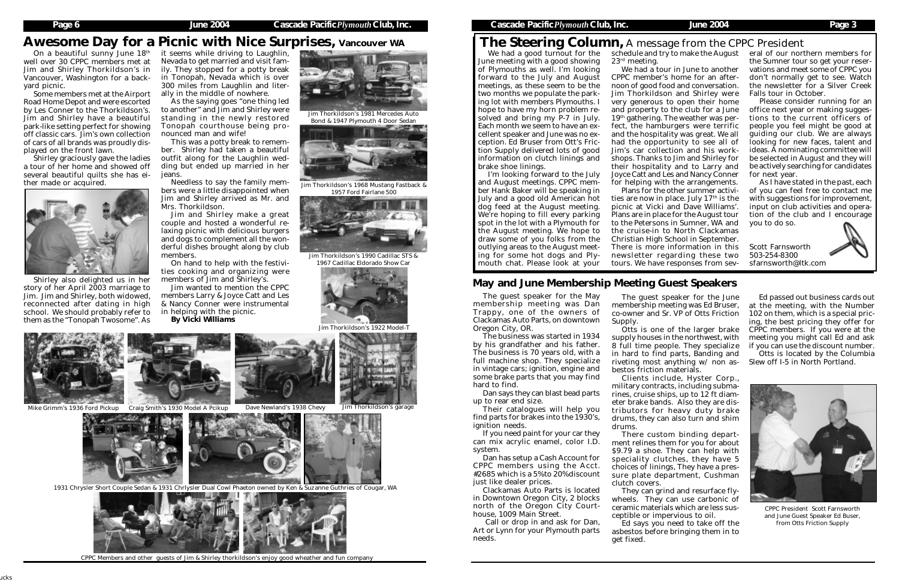# Awesome Day for a Picnic with Nice Surprises, Vancouver WA

On a beautiful sunny June 18th well over 30 CPPC members met at Jim and Shirley Thorkildson's in Vancouver, Washington for a backyard picnic.

Some members met at the Airport Road Home Depot and were escorted by Les Conner to the Thorkildson's. Jim and Shirley have a beautiful park-like setting perfect for showing off classic cars. Jim's own collection of cars of all brands was proudly displayed on the front lawn.

Shirley graciously gave the ladies a tour of her home and showed off several beautiful quilts she has either made or acquired.

Shirley also delighted us in her story of her April 2003 marriage to Jim. Jim and Shirley, both widowed, reconnected after dating in high school. We should probably refer to them as the "Tonopah Twosome". As it seems while driving to Laughlin, Nevada to get married and visit family. They stopped for a potty break in Tonopah, Nevada which is over 300 miles from Laughlin and literally in the middle of nowhere.

As the saying goes "one thing led to another" and Jim and Shirley were standing in the newly restored Tonopah courthouse being pronounced man and wife!

This was a potty break to remember. Shirley had taken a beautiful outfit along for the Laughlin wedding but ended up married in her jeans.

Needless to say the family members were a little disappointed when Jim and Shirley arrived as Mr. and Mrs. Thorkildson.

Jim and Shirley make a great couple and hosted a wonderful relaxing picnic with delicious burgers and dogs to complement all the wonderful dishes brought along by club members.

On hand to help with the festivities cooking and organizing were members of Jim and Shirley's.

Jim wanted to mention the CPPC members Larry & Joyce Catt and Les & Nancy Conner were instrumental in helping with the picnic.

**By Vicki Williams**

Jim Thorkildson's 1981 Mercedes Auto Bond & 1947 Plymouth 4 Door Sedan

Jim Thorkildson's 1968 Mustang Fastback & 1957 Ford Fairlane 500

Jim Thorkildson's 1990 Cadillac STS & 1967 Cadillac Eldorado Show Car

Jim Thorkildson's 1922 Model-T

Mike Grimm's 1936 Ford Pickup

Craig Smith's 1930 Model A Pcikup

Dave Newland's 1938 Chevy

Jim Thorkildson's garage

1931 Chrysler Short Couple Sedan & 1931 Chrlysler Dual Cowl Phaeton owned by Ken & Suzanne Guthries of Cougar, WA

CPPC Members and other guests of Jim & Shirley thorkildson's enjoy good wheather and fun company

# The Steering Column, A message from the CPPC President

We had a good turnout for the June meeting with a good showing of Plymouths as well. I'm looking forward to the July and August meetings, as these seem to be the two months we populate the parking lot with members Plymouths. I hope to have my horn problem resolved and bring my P-7 in July. Each month we seem to have an excellent speaker and June was no exception. Ed Bruser from Ott's Friction Supply delivered lots of good information on clutch linings and brake shoe linings.

I'm looking forward to the July and August meetings. CPPC member Hank Baker will be speaking in July and a good old American hot dog feed at the August meeting. We're hoping to fill every parking spot in the lot with a Plymouth for the August meeting. We hope to draw some of you folks from the outlying areas to the August meeting for some hot dogs and Plymouth chat. Please look at your schedule and try to make the August 23rd meeting.

We had a tour in June to another CPPC member's home for an afternoon of good food and conversation. Jim Thorkildson and Shirley were very generous to open their home and property to the club for a June 19th gathering. The weather was perfect, the hamburgers were terrific and the hospitality was great. We all had the opportunity to see all of Jim's car collection and his workshops. Thanks to Jim and Shirley for their hospitality and to Larry and Joyce Catt and Les and Nancy Conner for helping with the arrangements.

Plans for the other summer activities are now in place. July 17th is the picnic at Vicki and Dave Williams'. Plans are in place for the August tour to the Petersons in Sumner, WA and the cruise-in to North Clackamas Christian High School in September. There is more information in this newsletter regarding these two tours. We have responses from several of our northern members for the Sumner tour so get your reservations and meet some of CPPC you don't normally get to see. Watch the newsletter for a Silver Creek Falls tour in October.

Please consider running for an office next year or making suggestions to the current officers of people you feel might be good at guiding our club. We are always looking for new faces, talent and ideas. A nominating committee will be selected in August and they will be actively searching for candidates for next year.

As I have stated in the past, each of you can feel free to contact me with suggestions for improvement, input on club activities and operation of the club and I encourage you to do so.

Scott Farnsworth
503-254-8300
sfarnsworth@ltk.com

## May and June Membership Meeting Guest Speakers

The guest speaker for the May membership meeting was Dan Trappy, one of the owners of Clackamas Auto Parts, on downtown Oregon City, OR.

The business was started in 1934 by his grandfather and his father. The business is 70 years old, with a full machine shop. They specialize in vintage cars; ignition, engine and some brake parts that you may find hard to find.

Dan says they can blast bead parts up to rear end size.

Their catalogues will help you find parts for brakes into the 1930's, ignition needs.

If you need paint for your car they can mix acrylic enamel, color I.D. system.

Dan has setup a Cash Account for CPPC members using the Acct. #2685 which is a 5% to 20% discount just like dealer prices.

Clackamas Auto Parts is located in Downtown Oregon City, 2 blocks north of the Oregon City Courthouse, 1009 Main Street.

Call or drop in and ask for Dan, Art or Lynn for your Plymouth parts needs.

The guest speaker for the June membership meeting was Ed Buser, co-owner and Sr. VP of Otts Friction Supply.

Otts is one of the larger brake supply houses in the northwest, with 8 full time people. They specialize in hard to find parts, Banding and riveting most anything w/ non asbestos friction materials.

Clients include, Hyster Corp., military contracts, including submarines, cruise ships, up to 12 ft diameter brake bands. Also they are distributors for heavy duty brake drums, they can also turn and shim drums.

There custom binding department relines them for you for about $9.79 a shoe. They can help with speciality clutches, they have 5 choices of linings, They have a pressure plate department, Cushman clutch covers.

They can grind and resurface flywheels. They can use carbonic of ceramic materials which are less susceptible or impervious to oil.

Ed says you need to take off the asbestos before bringing them in to get fixed.

Ed passed out business cards out at the meeting, with the Number 102 on them, which is a special pricing, the best pricing they offer for CPPC members. If you were at the meeting you might call Ed and ask if you can use the discount number.

Otts is located by the Columbia Slew off I-5 in North Portland.

CPPC President Scott Farnsworth and June Guest Speaker Ed Buser, from Otts Friction Supply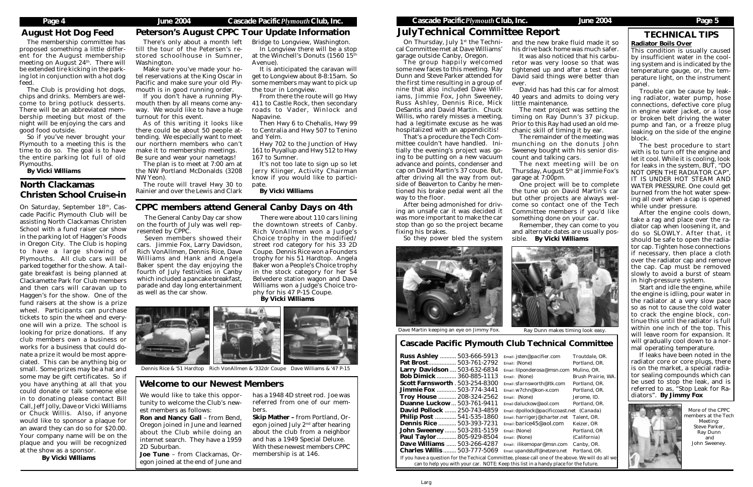## August Hot Dog Feed

The membership committee has proposed something a little different for the August membership meeting on August 24th. There will be extended tire kicking in the parking lot in conjunction with a hot dog feed.

The Club is providing hot dogs, chips and drinks. Members are welcome to bring potluck desserts. There will be an abbreviated membership meeting but most of the night will be enjoying the cars and good food outside.

So if you've never brought your Plymouth to a meeting this is the time to do so. The goal is to have the entire parking lot full of old Plymouths.

**By Vicki Williams**

## North Clackamas Christen School Cruise-in

On Saturday, September 18th, Cascade Pacific Plymouth Club will be assisting North Clackamas Christen School with a fund raiser car show in the parking lot of Haggen's Foods in Oregon City. The Club is hoping to have a large showing of Plymouths. All club cars will be parked together for the show. A tailgate breakfast is being planned at Clackamette Park for Club members and then cars will caravan up to Haggen's for the show. One of the fund raisers at the show is a prize wheel. Participants can purchase tickets to spin the wheel and everyone will win a prize. The school is looking for prize donations. If any club members own a business or works for a business that could donate a prize it would be most appreciated. This can be anything big or small. Some prizes may be a hat and some may be gift certificates. So if you have anything at all that you could donate or talk someone else in to donating please contact Bill Call, Jeff Jolly, Dave or Vicki Williams or Chuck Willis. Also, if anyone would like to sponsor a plaque for an award they can do so for $20.00. Your company name will be on the plaque and you will be recognized at the show as a sponsor.

**By Vicki Williams**

## Peterson's August CPPC Tour Update Information

There's only about a month left till the tour of the Petersen's restored schoolhouse in Sumner, Washington.

Make sure you've made your hotel reservations at the King Oscar in Pacific and make sure your old Plymouth is in good running order.

If you don't have a running Plymouth then by all means come anyway. We would like to have a huge turnout for this event.

As of this writing it looks like there could be about 50 people attending. We especially want to meet our northern members who can't make it to membership meetings. Be sure and wear your nametags!

The plan is to meet at 7:00 am at the NW Portland McDonalds (3208 NW Yeon).

The route will travel Hwy 30 to Rainier and over the Lewis and Clark Bridge to Longview, Washington.

In Longview there will be a stop at the Winchell's Donuts (1560 15th Avenue).

It is anticipated the caravan will get to Longview about 8-8:15am. So some members may want to pick up the tour in Longview.

From there the route will go Hwy 411 to Castle Rock, then secondary roads to Vader, Winlock and Napavine.

Then Hwy 6 to Chehalis, Hwy 99 to Centralia and Hwy 507 to Tenino and Yelm.

Hwy 702 to the Junction of Hwy 161 to Puyallup and Hwy 512 to Hwy 167 to Sumner.

It's not too late to sign up so let Jerry Klinger, Activity Chairman know if you would like to participate.

**By Vicki Williams**

## CPPC members attend General Canby Days on 4th

The General Canby Day car show on the fourth of July was well represented by CPPC.

Seven members showed their cars. Jimmie Fox, Larry Davidson, Rich VonAllmen, Dennis Rice, Dave Williams and Hank and Angela Baker spent the day enjoying the fourth of July festivities in Canby which included a pancake breakfast, parade and day long entertainment as well as the car show.

There were about 110 cars lining the downtown streets of Canby. Rich VonAllmen won a Judge's Choice trophy in the modified/street rod category for his 33 2D Coupe. Dennis Rice won a Founders trophy for his 51 Hardtop. Angela Baker won a People's Choice trophy in the stock category for her 54 Belvedere station wagon and Dave Williams won a Judge's Choice trophy for his 47 P-15 Coupe.

**By Vicki Williams**

Dennis Rice & '51 Hardtop    Rich VonAllmen & '332dr Coupe    Dave Williams & '47 P-15

## Welcome to our Newest Members

We would like to take this opportunity to welcome the Club's newest members as follows:

**Ron and Nancy Gall** – from Bend, Oregon joined in June and learned about the Club while doing an internet search. They have a 1959 2D Suburban.

**Joe Tune** – from Clackamas, Oregon joined at the end of June and has a 1948 4D street rod. Joe was referred from one of our members.

**Skip Mather** – from Portland, Oregon joined July 2nd after hearing about the club from a neighbor and has a 1949 Special Deluxe. With these newest members CPPC membership is at 146.

## July Technical Committee Report

On Thursday, July 1st the Technical Committee met at Dave Williams' garage outside Canby, Oregon.

The group happily welcomed some new faces to this meeting. Ray Dunn and Steve Parker attended for the first time resulting in a group of nine that also included Dave Williams, Jimmie Fox, John Sweeney, Russ Ashley, Dennis Rice, Mick DeSantis and David Martin. Chuck Willis, who rarely misses a meeting, had a legitimate excuse as he was hospitalized with an appendicitis!

That's a procedure the Tech Committee couldn't have handled. Initially the evening's project was going to be putting on a new vacuum advance and points, condenser and cap on David Martin's 37 coupe. But, after driving all the way from outside of Beaverton to Canby he mentioned his brake pedal went all the way to the floor.

After being admonished for driving an unsafe car it was decided it was more important to make the car stop than go so the project became fixing his brakes.

So they power bled the system and the new brake fluid made it so his drive back home was much safer.

It was also noticed that his carburetor was very loose so that was tightened up and after a test drive David said things were better than ever.

David has had this car for almost 40 years and admits to doing very little maintenance.

The next project was setting the timing on Ray Dunn's 37 pickup. Prior to this Ray had used an old mechanic skill of timing it by ear.

The remainder of the meeting was munching on the donuts John Sweeney bought with his senior discount and talking cars.

The next meeting will be on Thursday, August 5th at Jimmie Fox's garage at 7:00pm.

One project will be to complete the tune up on David Martin's car but other projects are always welcome so contact one of the Tech Committee members if you'd like something done on your car.

Remember, they can come to you and alternate dates are usually possible. **By Vicki Williams**

Dave Martin keeping an eye on Jimmy Fox.

Ray Dunn makes timing look easy.

## Cascade Pacific Plymouth Club Technical Committee

| | | | |
|---|---|---|---|
| **Russ Ashley** | 503-666-5913 | Email: jsten@pacifier.com | Troutdale, OR. |
| **Pat Brost** | 503-761-2792 | Email: (None) | Portland, OR. |
| **Larry Davidson** | 503-632-6834 | Email: lilponderosa@msn.com | Mulino, OR. |
| **Bob Dimick** | 360-885-1113 | Email: (None) | Brush Prairie, WA. |
| **Scott Farnsworth** | 503-254-8300 | Email: sfarnsworth@ltk.com | Portland, OR. |
| **Jimmie Fox** | 503-774-3441 | Email: w7chn@kon-x.com | Portland, OR. |
| **Troy House** | 208-324-2562 | Email: (None) | Jerome, ID. |
| **Duanne Luckow** | 503-761-9411 | Email: daluckow@aol.com | Portland, OR. |
| **David Pollock** | 250-743-4859 | Email: dpollock@pacificcoast.net | (Canada) |
| **Philip Post** | 541-535-1860 | Email: harrigerj@charter.net | Talent, OR. |
| **Dennis Rice** | 503-393-7231 | Email: barice45@aol.com | Keizer, OR |
| **John Sweeney** | 503-281-5159 | Email: (None) | Portland, OR |
| **Paul Taylor** | 805-929-8504 | Email: (None) | (California) |
| **Dave Williams** | 503-266-4287 | Email: ilikemopar@msn.com | Canby, OR. |
| **Charles Willis** | 503-777-5069 | Email: upandstuff@netzero.net | Portland, OR. |

If you have a question for the Technical Committee, please call one of the above. We will do all we can to help you with your car. NOTE: Keep this list in a handy place for the future.

## TECHNICAL TIPS

**Radiator Boils Over**

This condition is usually caused by insufficient water in the cooling system and is indicated by the temperature gauge, or, the temperature light, on the instrument panel.

Trouble can be cause by leaking radiator, water pump, hose connections, defective core plug in engine water jacket, or a lose or broken belt driving the water pump and fan, or a freeze plug leaking on the side of the engine block.

The best procedure to start with is to turn off the engine and let it cool. While it is cooling, look for leaks in the system, BUT, "DO NOT OPEN THE RADIATOR CAP", IT IS UNDER HOT STEAM AND WATER PRESSURE. One could get burned from the hot water spewing all over when a cap is opened while under pressure.

After the engine cools down, take a rag and place over the radiator cap when loosening it, and do so SLOWLY. After that, it should be safe to open the radiator cap. Tighten hose connections if necessary, then place a cloth over the radiator cap and remove the cap. Cap must be removed slowly to avoid a burst of steam in high-pressure system.

Start and idle the engine, while the engine is idling, pour water in the radiator at a very slow pace so as not to cause the cold water to crack the engine block, continue this until the radiator is full within one inch of the top. This will leave room for expansion. It will gradually cool down to a normal operating temperature.

If leaks have been noted in the radiator core or core plugs, there is on the market, a special radiator sealing compounds which can be used to stop the leak, and is referred to as, "Stop Leak for Radiators". **By Jimmy Fox**

More of the CPPC members at the Tech Meeting: Steve Parker, Ray Dunn and John Sweeney.